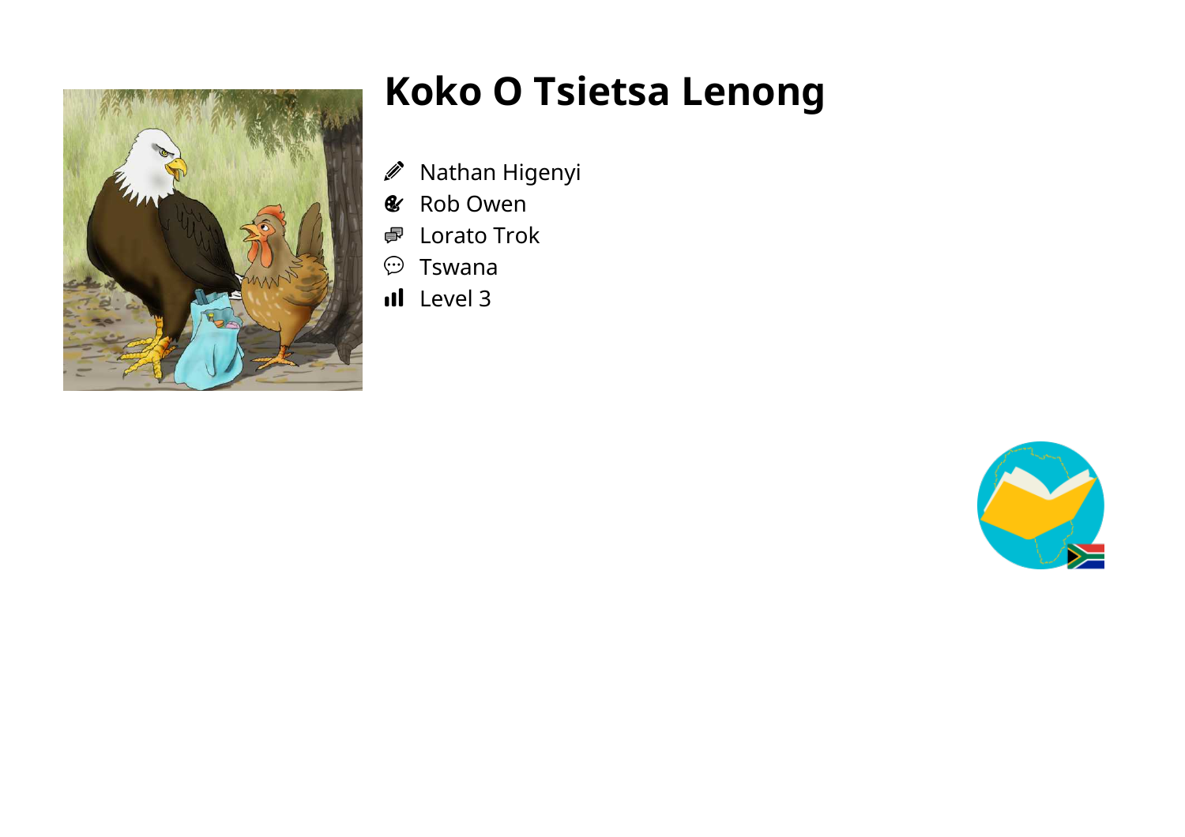# Koko O Tsietsa Lenong

- Nathan Higenyi
- Rob Owen
- Lorato Trok
- Tswana
- Level 3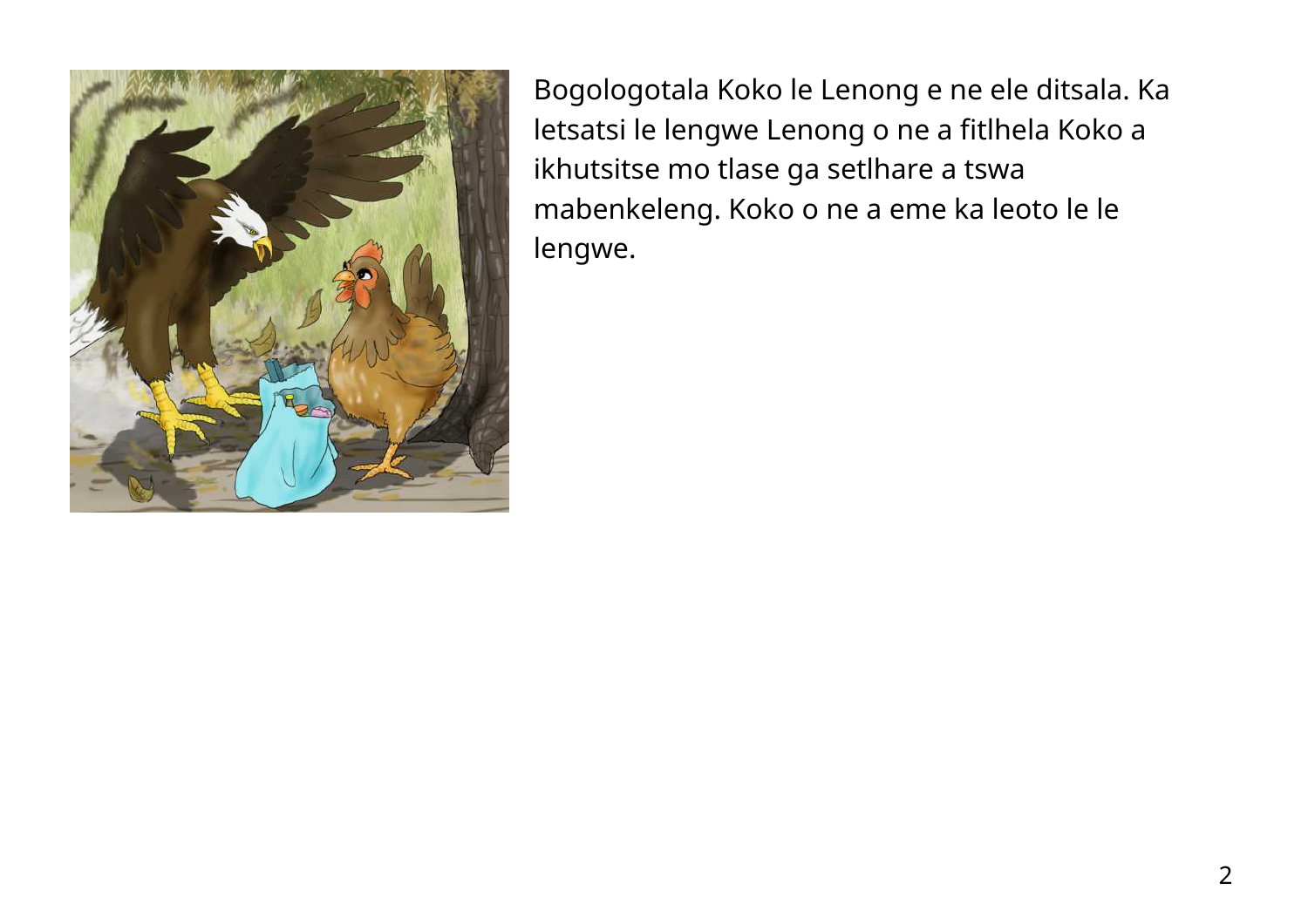Bogologotala Koko le Lenong e ne ele ditsala. Ka letsatsi le lengwe Lenong o ne a fitlhela Koko a ikhutsitse mo tlase ga setlhare a tswa mabenkeleng. Koko o ne a eme ka leoto le le lengwe.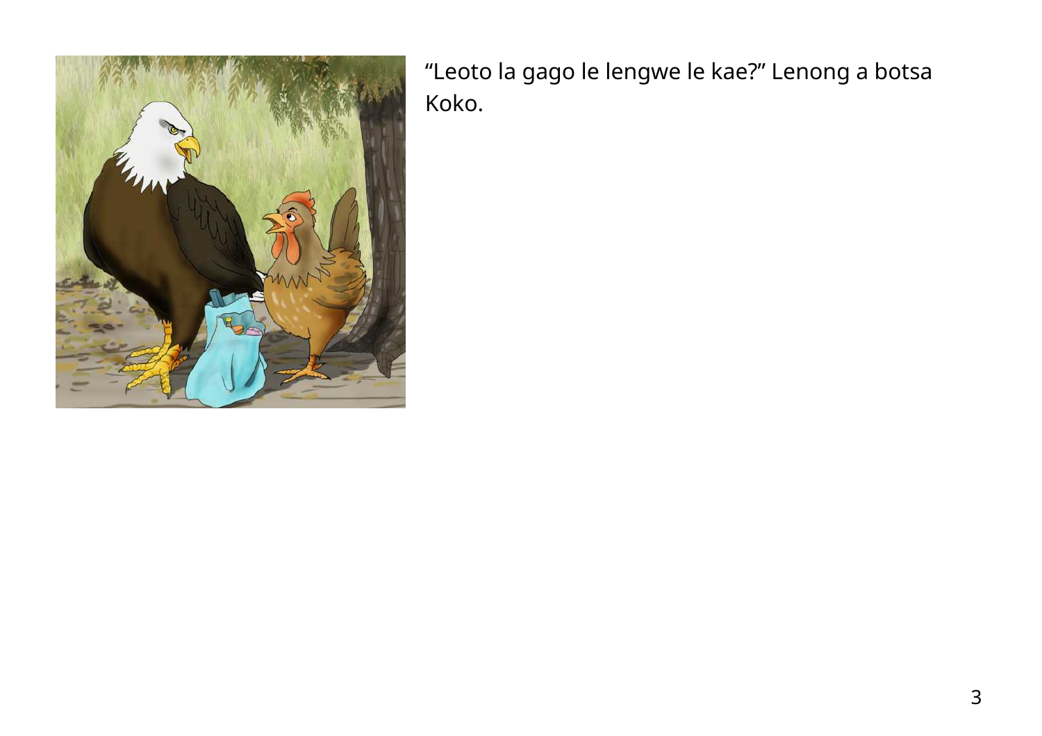“Leoto la gago le lengwe le kae?” Lenong a botsa Koko.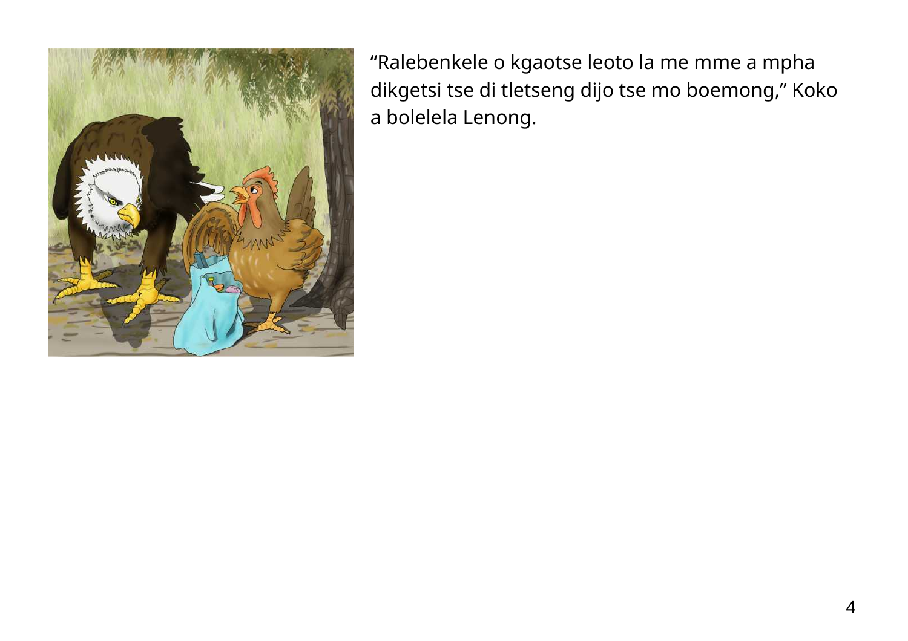"Ralebenkele o kgaotse leoto la me mme a mpha dikgetsi tse di tletseng dijo tse mo boemong," Koko a bolelela Lenong.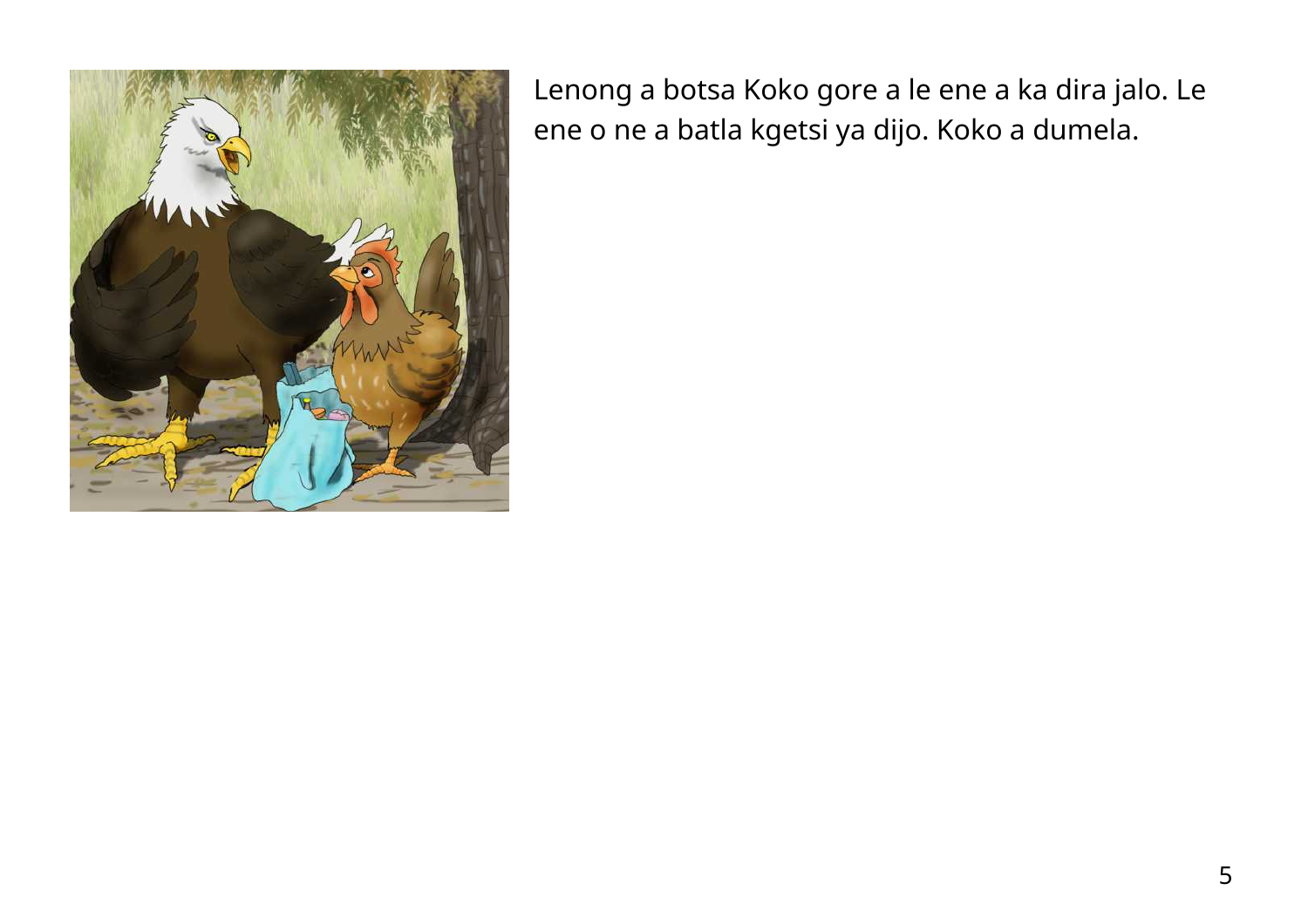Lenong a botsa Koko gore a le ene a ka dira jalo. Le ene o ne a batla kgetsi ya dijo. Koko a dumela.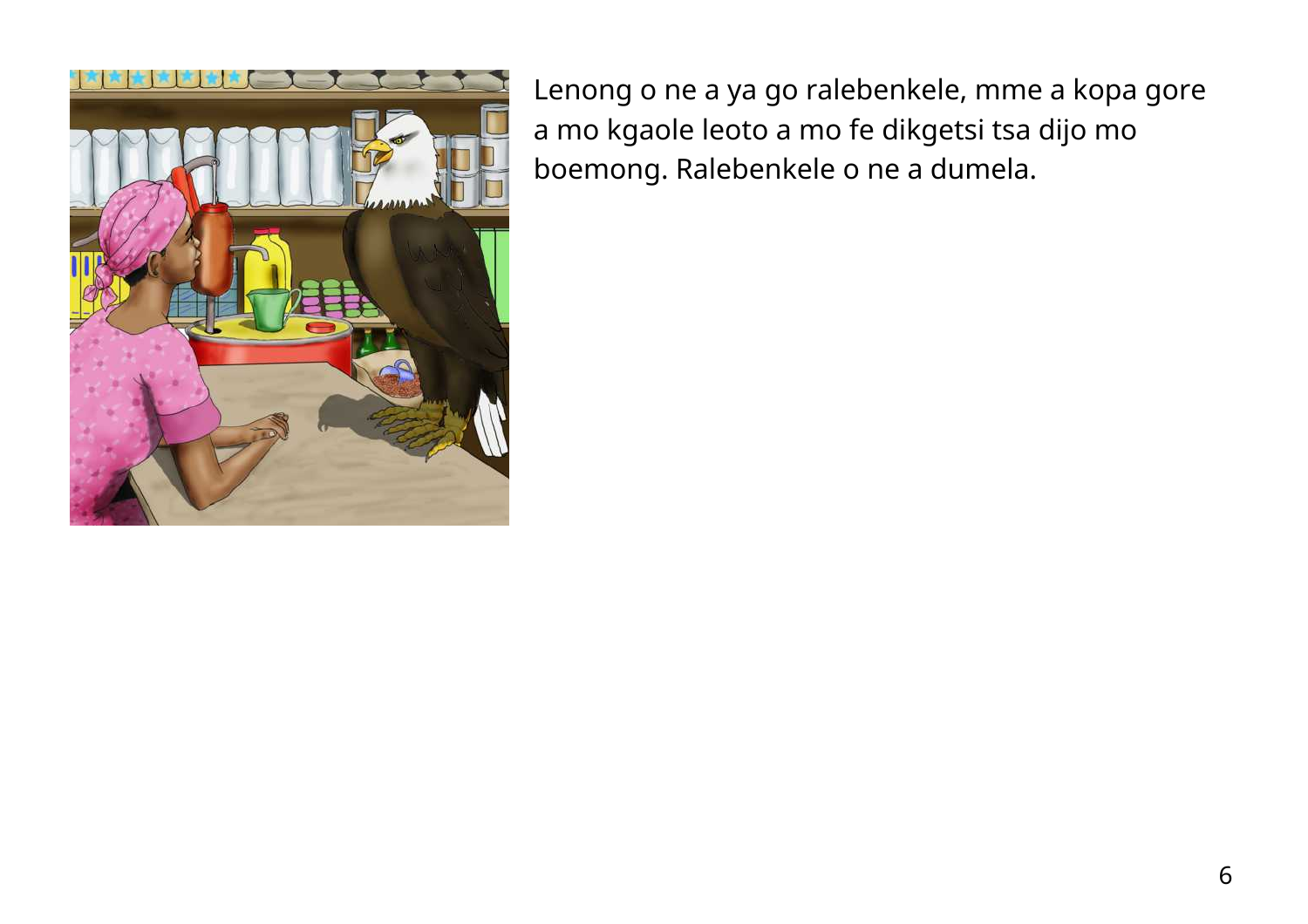Lenong o ne a ya go ralebenkele, mme a kopa gore a mo kgaole leoto a mo fe dikgetsi tsa dijo mo boemong. Ralebenkele o ne a dumela.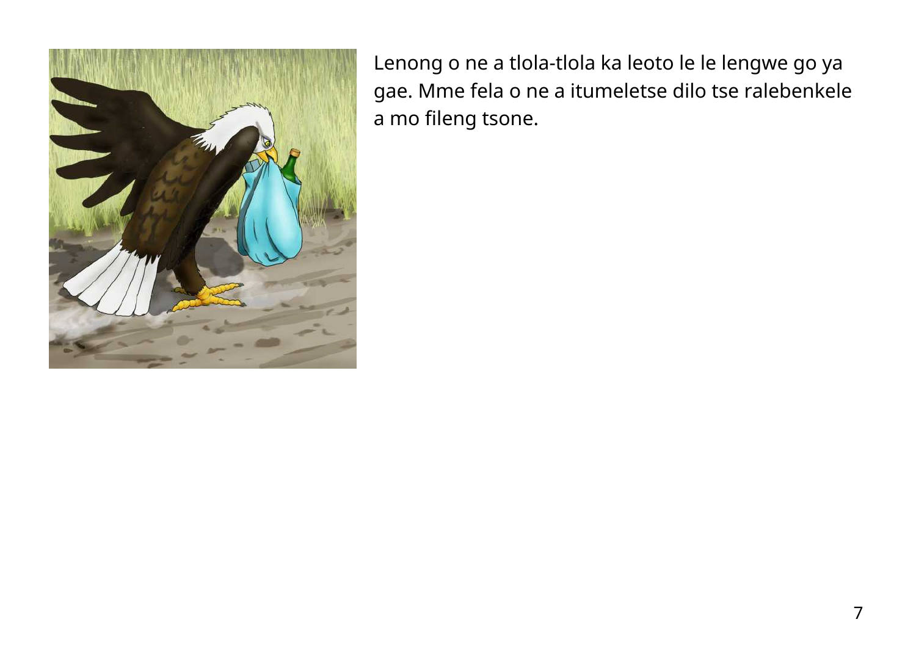Lenong o ne a tlola-tlola ka leoto le le lengwe go ya gae. Mme fela o ne a itumeletse dilo tse ralebenkele a mo fileng tsone.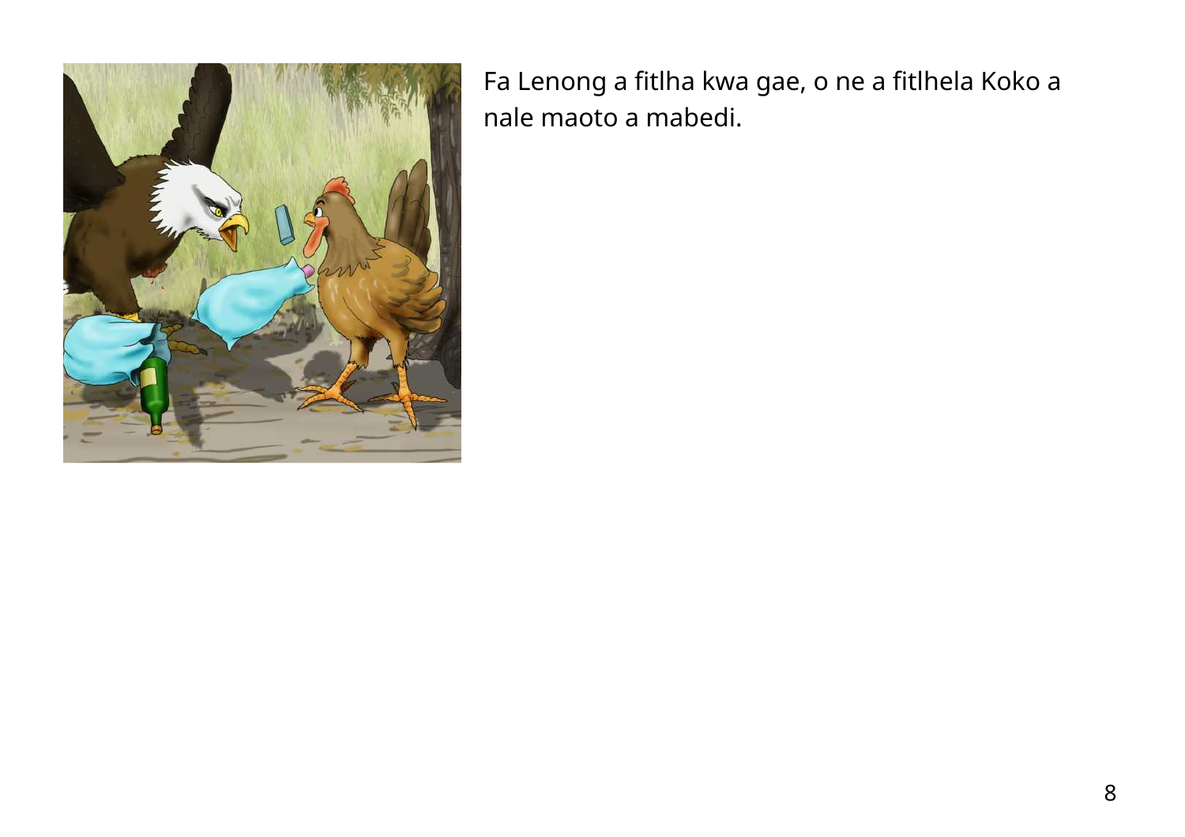Fa Lenong a fitlha kwa gae, o ne a fitlhela Koko a nale maoto a mabedi.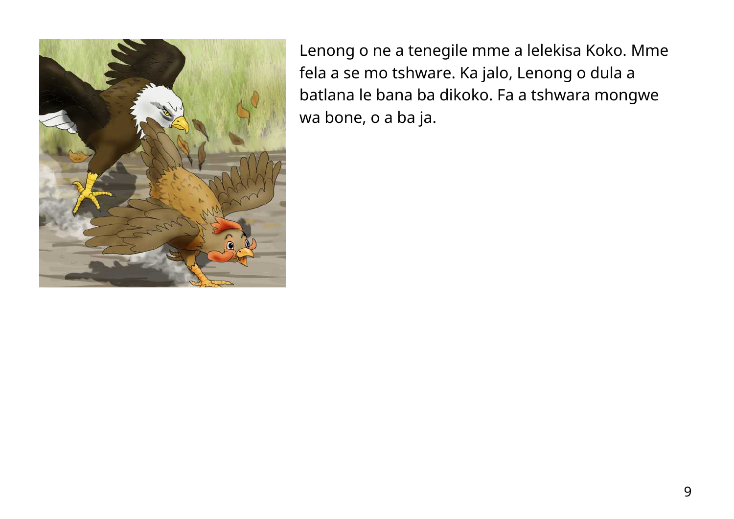Lenong o ne a tenegile mme a lelekisa Koko. Mme fela a se mo tshware. Ka jalo, Lenong o dula a batlana le bana ba dikoko. Fa a tshwara mongwe wa bone, o a ba ja.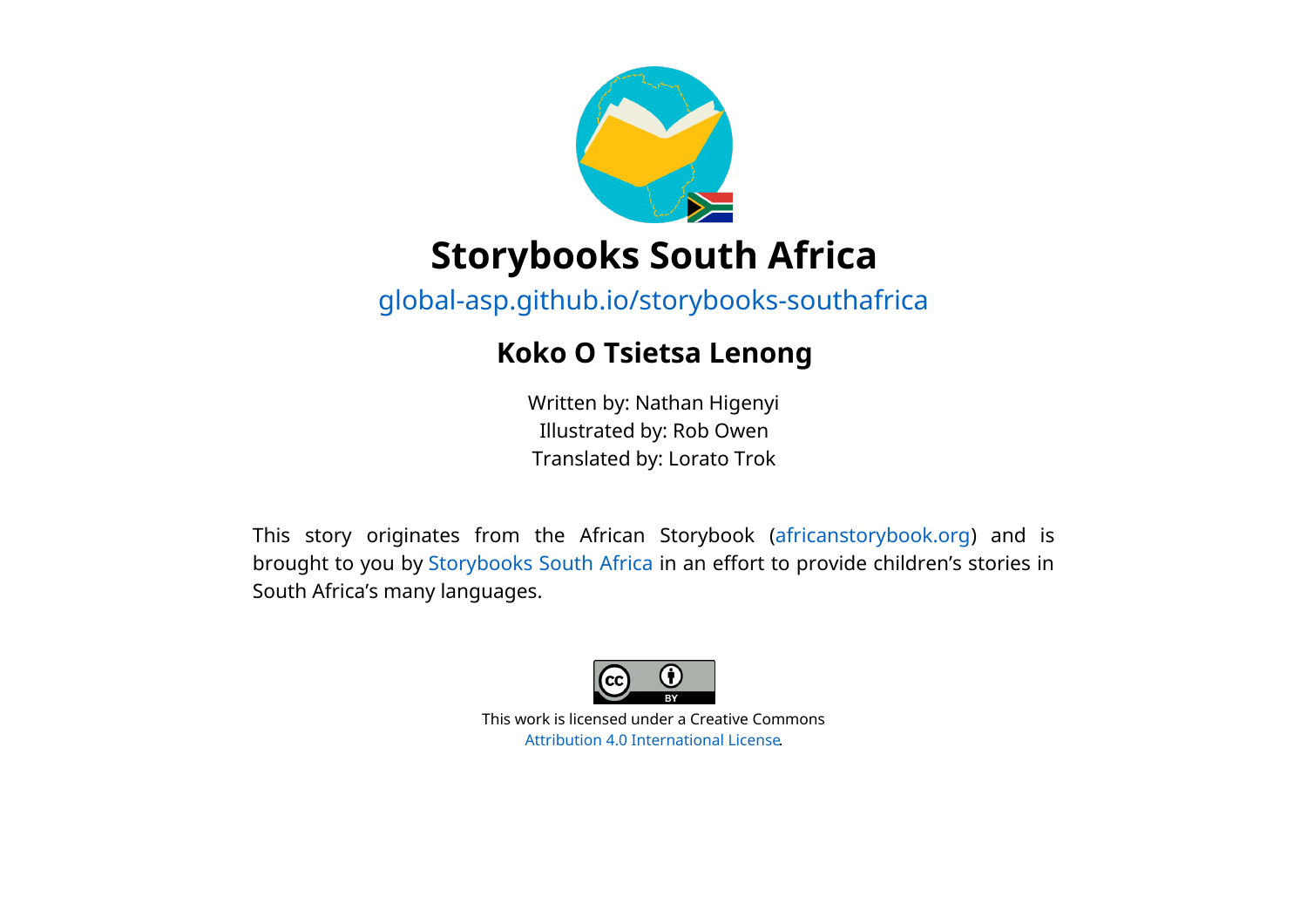# Storybooks South Africa

global-asp.github.io/storybooks-southafrica

## Koko O Tsietsa Lenong

Written by: Nathan Higenyi
Illustrated by: Rob Owen
Translated by: Lorato Trok

This story originates from the African Storybook (africanstorybook.org) and is brought to you by Storybooks South Africa in an effort to provide children's stories in South Africa's many languages.

This work is licensed under a Creative Commons Attribution 4.0 International License.